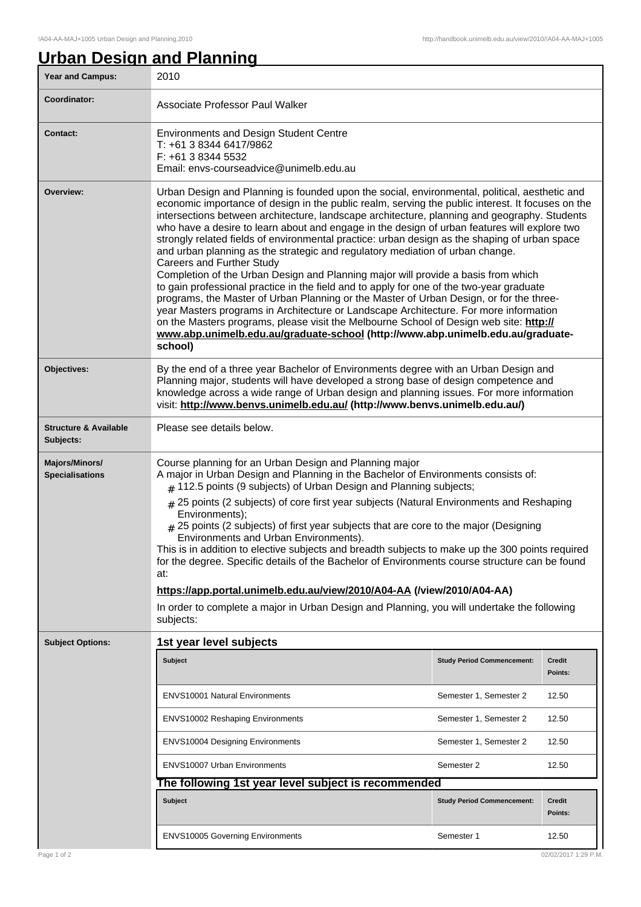# Urban Design and Planning

| Year and Campus: | 2010 |
|---|---|
| Coordinator: | Associate Professor Paul Walker |
| Contact: | Environments and Design Student Centre<br>T: +61 3 8344 6417/9862<br>F: +61 3 8344 5532<br>Email: envs-courseadvice@unimelb.edu.au |
| Overview: | Urban Design and Planning is founded upon the social, environmental, political, aesthetic and economic importance of design in the public realm, serving the public interest. It focuses on the intersections between architecture, landscape architecture, planning and geography. Students who have a desire to learn about and engage in the design of urban features will explore two strongly related fields of environmental practice: urban design as the shaping of urban space and urban planning as the strategic and regulatory mediation of urban change.<br>Careers and Further Study<br>Completion of the Urban Design and Planning major will provide a basis from which to gain professional practice in the field and to apply for one of the two-year graduate programs, the Master of Urban Planning or the Master of Urban Design, or for the three-year Masters programs in Architecture or Landscape Architecture. For more information on the Masters programs, please visit the Melbourne School of Design web site: **http://www.abp.unimelb.edu.au/graduate-school (http://www.abp.unimelb.edu.au/graduate-school)** |
| Objectives: | By the end of a three year Bachelor of Environments degree with an Urban Design and Planning major, students will have developed a strong base of design competence and knowledge across a wide range of Urban design and planning issues. For more information visit: **http://www.benvs.unimelb.edu.au/ (http://www.benvs.unimelb.edu.au/)** |
| Structure & Available Subjects: | Please see details below. |
| Majors/Minors/ Specialisations | Course planning for an Urban Design and Planning major<br>A major in Urban Design and Planning in the Bachelor of Environments consists of:<br># 112.5 points (9 subjects) of Urban Design and Planning subjects;<br># 25 points (2 subjects) of core first year subjects (Natural Environments and Reshaping Environments);<br># 25 points (2 subjects) of first year subjects that are core to the major (Designing Environments and Urban Environments).<br>This is in addition to elective subjects and breadth subjects to make up the 300 points required for the degree. Specific details of the Bachelor of Environments course structure can be found at:<br>**https://app.portal.unimelb.edu.au/view/2010/A04-AA (/view/2010/A04-AA)**<br>In order to complete a major in Urban Design and Planning, you will undertake the following subjects: |

**Subject Options:**

### 1st year level subjects

| Subject | Study Period Commencement: | Credit Points: |
|---|---|---|
| ENVS10001 Natural Environments | Semester 1, Semester 2 | 12.50 |
| ENVS10002 Reshaping Environments | Semester 1, Semester 2 | 12.50 |
| ENVS10004 Designing Environments | Semester 1, Semester 2 | 12.50 |
| ENVS10007 Urban Environments | Semester 2 | 12.50 |

### The following 1st year level subject is recommended

| Subject | Study Period Commencement: | Credit Points: |
|---|---|---|
| ENVS10005 Governing Environments | Semester 1 | 12.50 |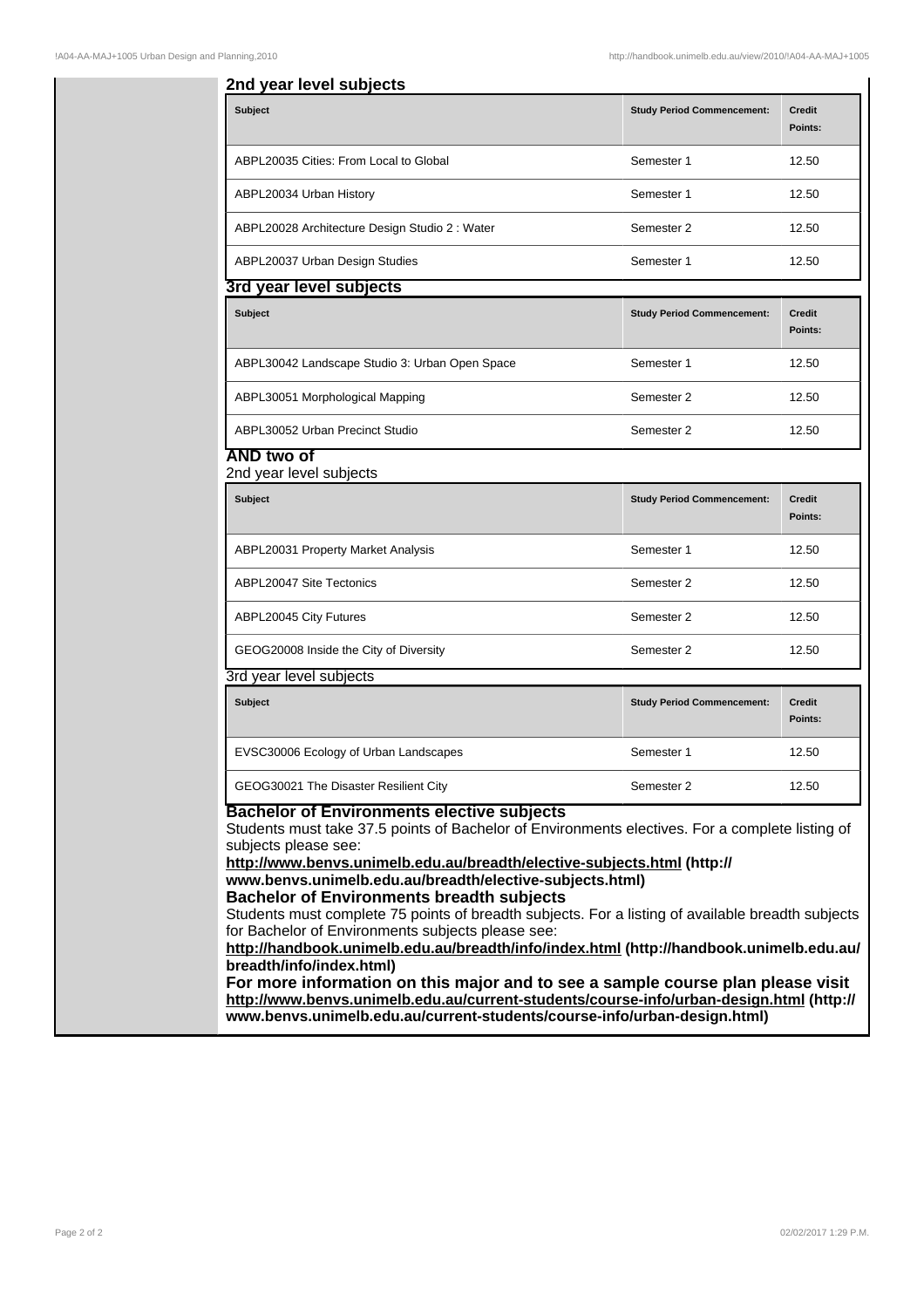### 2nd year level subjects

| Subject | Study Period Commencement: | Credit Points: |
|---|---|---|
| ABPL20035 Cities: From Local to Global | Semester 1 | 12.50 |
| ABPL20034 Urban History | Semester 1 | 12.50 |
| ABPL20028 Architecture Design Studio 2 : Water | Semester 2 | 12.50 |
| ABPL20037 Urban Design Studies | Semester 1 | 12.50 |

### 3rd year level subjects

| Subject | Study Period Commencement: | Credit Points: |
|---|---|---|
| ABPL30042 Landscape Studio 3: Urban Open Space | Semester 1 | 12.50 |
| ABPL30051 Morphological Mapping | Semester 2 | 12.50 |
| ABPL30052 Urban Precinct Studio | Semester 2 | 12.50 |

### AND two of

2nd year level subjects

| Subject | Study Period Commencement: | Credit Points: |
|---|---|---|
| ABPL20031 Property Market Analysis | Semester 1 | 12.50 |
| ABPL20047 Site Tectonics | Semester 2 | 12.50 |
| ABPL20045 City Futures | Semester 2 | 12.50 |
| GEOG20008 Inside the City of Diversity | Semester 2 | 12.50 |

3rd year level subjects

| Subject | Study Period Commencement: | Credit Points: |
|---|---|---|
| EVSC30006 Ecology of Urban Landscapes | Semester 1 | 12.50 |
| GEOG30021 The Disaster Resilient City | Semester 2 | 12.50 |

### Bachelor of Environments elective subjects

Students must take 37.5 points of Bachelor of Environments electives. For a complete listing of subjects please see:

**http://www.benvs.unimelb.edu.au/breadth/elective-subjects.html (http://www.benvs.unimelb.edu.au/breadth/elective-subjects.html)**

### Bachelor of Environments breadth subjects

Students must complete 75 points of breadth subjects. For a listing of available breadth subjects for Bachelor of Environments subjects please see:

**http://handbook.unimelb.edu.au/breadth/info/index.html (http://handbook.unimelb.edu.au/breadth/info/index.html)**

**For more information on this major and to see a sample course plan please visit http://www.benvs.unimelb.edu.au/current-students/course-info/urban-design.html (http://www.benvs.unimelb.edu.au/current-students/course-info/urban-design.html)**